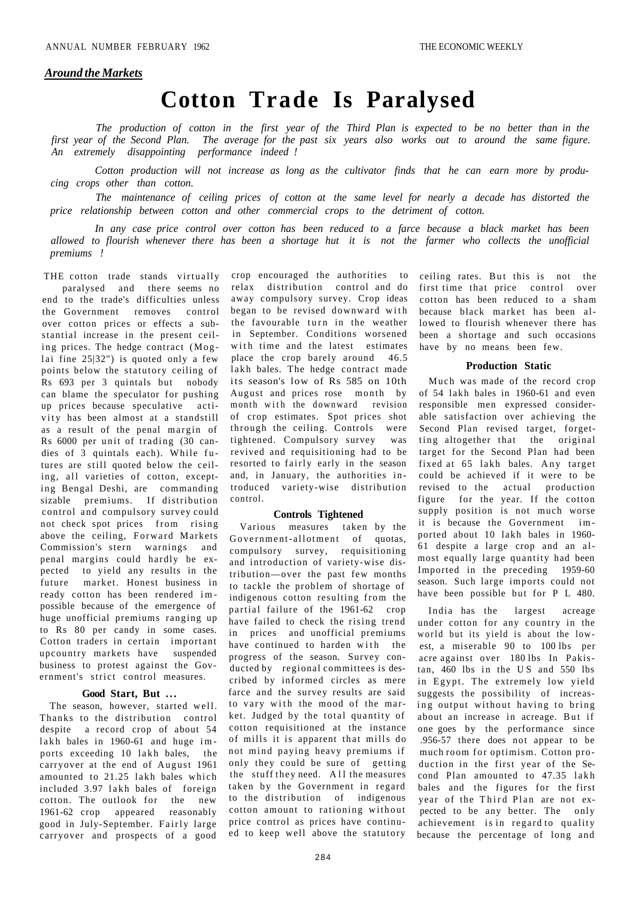*Around the Markets*

# Cotton Trade Is Paralysed

*The production of cotton in the first year of the Third Plan is expected to be no better than in the first year of the Second Plan. The average for the past six years also works out to around the same figure. An extremely disappointing performance indeed !*

*Cotton production will not increase as long as the cultivator finds that he can earn more by producing crops other than cotton.*

*The maintenance of ceiling prices of cotton at the same level for nearly a decade has distorted the price relationship between cotton and other commercial crops to the detriment of cotton.*

*In any case price control over cotton has been reduced to a farce because a black market has been allowed to flourish whenever there has been a shortage hut it is not the farmer who collects the unofficial premiums !*

THE cotton trade stands virtually paralysed and there seems no end to the trade's difficulties unless the Government removes control over cotton prices or effects a substantial increase in the present ceiling prices. The hedge contract (Moglai fine 25|32") is quoted only a few points below the statutory ceiling of Rs 693 per 3 quintals but nobody can blame the speculator for pushing up prices because speculative activity has been almost at a standstill as a result of the penal margin of Rs 6000 per unit of trading (30 candies of 3 quintals each). While futures are still quoted below the ceiling, all varieties of cotton, excepting Bengal Deshi, are commanding sizable premiums. If distribution control and compulsory survey could not check spot prices from rising above the ceiling, Forward Markets Commission's stern warnings and penal margins could hardly be expected to yield any results in the future market. Honest business in ready cotton has been rendered impossible because of the emergence of huge unofficial premiums ranging up to Rs 80 per candy in some cases. Cotton traders in certain important upcountry markets have suspended business to protest against the Government's strict control measures.

### Good Start, But ...

The season, however, started well. Thanks to the distribution control despite a record crop of about 54 lakh bales in 1960-61 and huge imports exceeding 10 lakh bales, the carryover at the end of August 1961 amounted to 21.25 lakh bales which included 3.97 lakh bales of foreign cotton. The outlook for the new 1961-62 crop appeared reasonably good in July-September. Fairly large carryover and prospects of a good crop encouraged the authorities to relax distribution control and do away compulsory survey. Crop ideas began to be revised downward with the favourable turn in the weather in September. Conditions worsened with time and the latest estimates place the crop barely around 46.5 lakh bales. The hedge contract made its season's low of Rs 585 on 10th August and prices rose month by month with the downward revision of crop estimates. Spot prices shot through the ceiling. Controls were tightened. Compulsory survey was revived and requisitioning had to be resorted to fairly early in the season and, in January, the authorities introduced variety-wise distribution control.

### Controls Tightened

Various measures taken by the Government-allotment of quotas, compulsory survey, requisitioning and introduction of variety-wise distribution—over the past few months to tackle the problem of shortage of indigenous cotton resulting from the partial failure of the 1961-62 crop have failed to check the rising trend in prices and unofficial premiums have continued to harden with the progress of the season. Survey conducted by regional committees is described by informed circles as mere farce and the survey results are said to vary with the mood of the market. Judged by the total quantity of cotton requisitioned at the instance of mills it is apparent that mills do not mind paying heavy premiums if only they could be sure of getting the stuff they need. All the measures taken by the Government in regard to the distribution of indigenous cotton amount to rationing without price control as prices have continued to keep well above the statutory ceiling rates. But this is not the first time that price control over cotton has been reduced to a sham because black market has been allowed to flourish whenever there has been a shortage and such occasions have by no means been few.

### Production Static

Much was made of the record crop of 54 lakh bales in 1960-61 and even responsible men expressed considerable satisfaction over achieving the Second Plan revised target, forgetting altogether that the original target for the Second Plan had been fixed at 65 lakh bales. Any target could be achieved if it were to be revised to the actual production figure for the year. If the cotton supply position is not much worse it is because the Government imported about 10 lakh bales in 1960-61 despite a large crop and an almost equally large quantity had been Imported in the preceding 1959-60 season. Such large imports could not have been possible but for P L 480.

India has the largest acreage under cotton for any country in the world but its yield is about the lowest, a miserable 90 to 100 lbs per acre against over 180 lbs In Pakistan, 460 lbs in the U S and 550 lbs in Egypt. The extremely low yield suggests the possibility of increasing output without having to bring about an increase in acreage. But if one goes by the performance since .956-57 there does not appear to be much room for optimism. Cotton production in the first year of the Second Plan amounted to 47.35 lakh bales and the figures for the first year of the Third Plan are not expected to be any better. The only achievement is in regard to quality because the percentage of long and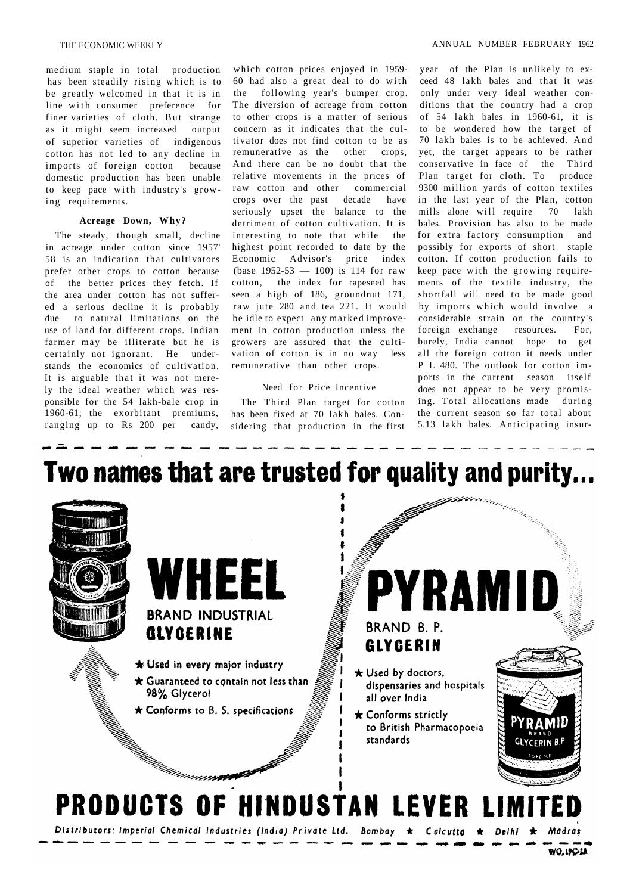medium staple in total production has been steadily rising which is to be greatly welcomed in that it is in line with consumer preference for finer varieties of cloth. But strange as it might seem increased output of superior varieties of indigenous cotton has not led to any decline in imports of foreign cotton because domestic production has been unable to keep pace with industry's growing requirements.

### Acreage Down, Why?

The steady, though small, decline in acreage under cotton since 1957'58 is an indication that cultivators prefer other crops to cotton because of the better prices they fetch. If the area under cotton has not suffered a serious decline it is probably due to natural limitations on the use of land for different crops. Indian farmer may be illiterate but he is certainly not ignorant. He understands the economics of cultivation. It is arguable that it was not merely the ideal weather which was responsible for the 54 lakh-bale crop in 1960-61; the exorbitant premiums, ranging up to Rs 200 per candy, which cotton prices enjoyed in 1959-60 had also a great deal to do with the following year's bumper crop. The diversion of acreage from cotton to other crops is a matter of serious concern as it indicates that the cultivator does not find cotton to be as remunerative as the other crops, And there can be no doubt that the relative movements in the prices of raw cotton and other commercial crops over the past decade have seriously upset the balance to the detriment of cotton cultivation. It is interesting to note that while the highest point recorded to date by the Economic Advisor's price index (base 1952-53 — 100) is 114 for raw cotton, the index for rapeseed has seen a high of 186, groundnut 171, raw jute 280 and tea 221. It would be idle to expect any marked improvement in cotton production unless the growers are assured that the cultivation of cotton is in no way less remunerative than other crops.

### Need for Price Incentive

The Third Plan target for cotton has been fixed at 70 lakh bales. Considering that production in the first year of the Plan is unlikely to exceed 48 lakh bales and that it was only under very ideal weather conditions that the country had a crop of 54 lakh bales in 1960-61, it is to be wondered how the target of 70 lakh bales is to be achieved. And yet, the target appears to be rather conservative in face of the Third Plan target for cloth. To produce 9300 million yards of cotton textiles in the last year of the Plan, cotton mills alone will require 70 lakh bales. Provision has also to be made for extra factory consumption and possibly for exports of short staple cotton. If cotton production fails to keep pace with the growing requirements of the textile industry, the shortfall will need to be made good by imports which would involve a considerable strain on the country's foreign exchange resources. For, burely, India cannot hope to get all the foreign cotton it needs under P L 480. The outlook for cotton imports in the current season itself does not appear to be very promising. Total allocations made during the current season so far total about 5.13 lakh bales. Anticipating insur-

**Two names that are trusted for quality and purity...**

**WHEEL** BRAND INDUSTRIAL GLYCERINE

- ★ Used in every major industry
- ★ Guaranteed to contain not less than 98% Glycerol
- ★ Conforms to B. S. specifications

**PYRAMID** BRAND B. P. GLYCERIN

- ★ Used by doctors, dispensaries and hospitals all over India
- ★ Conforms strictly to British Pharmacopoeia standards

**PRODUCTS OF HINDUSTAN LEVER LIMITED**

*Distributors: Imperial Chemical Industries (India) Private Ltd. Bombay ★ Calcutta ★ Delhi ★ Madras*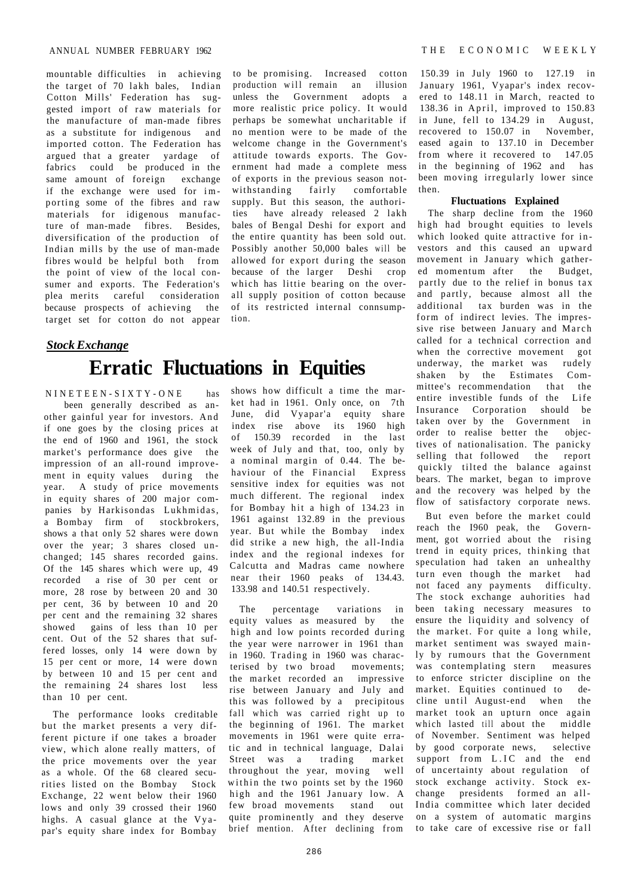mountable difficulties in achieving the target of 70 lakh bales, Indian Cotton Mills' Federation has suggested import of raw materials for the manufacture of man-made fibres as a substitute for indigenous and imported cotton. The Federation has argued that a greater yardage of fabrics could be produced in the same amount of foreign exchange if the exchange were used for importing some of the fibres and raw materials for idigenous manufacture of man-made fibres. Besides, diversification of the production of Indian mills by the use of man-made fibres would be helpful both from the point of view of the local consumer and exports. The Federation's plea merits careful consideration because prospects of achieving the target set for cotton do not appear to be promising. Increased cotton production will remain an illusion unless the Government adopts a more realistic price policy. It would perhaps be somewhat uncharitable if no mention were to be made of the welcome change in the Government's attitude towards exports. The Government had made a complete mess of exports in the previous season notwithstanding fairly comfortable supply. But this season, the authorities have already released 2 lakh bales of Bengal Deshi for export and the entire quantity has been sold out. Possibly another 50,000 bales will be allowed for export during the season because of the larger Deshi crop which has littie bearing on the overall supply position of cotton because of its restricted internal connsumption.

***Stock Exchange***

# Erratic Fluctuations in Equities

NINETEEN-SIXTY-ONE has been generally described as another gainful year for investors. And if one goes by the closing prices at the end of 1960 and 1961, the stock market's performance does give the impression of an all-round improvement in equity values during the year. A study of price movements in equity shares of 200 major companies by Harkisondas Lukhmidas, a Bombay firm of stockbrokers, shows a that only 52 shares were down over the year; 3 shares closed unchanged; 145 shares recorded gains. Of the 145 shares which were up, 49 recorded a rise of 30 per cent or more, 28 rose by between 20 and 30 per cent, 36 by between 10 and 20 per cent and the remaining 32 shares showed gains of less than 10 per cent. Out of the 52 shares that suffered losses, only 14 were down by 15 per cent or more, 14 were down by between 10 and 15 per cent and the remaining 24 shares lost less than 10 per cent.

The performance looks creditable but the market presents a very different picture if one takes a broader view, which alone really matters, of the price movements over the year as a whole. Of the 68 cleared securities listed on the Bombay Stock Exchange, 22 went below their 1960 lows and only 39 crossed their 1960 highs. A casual glance at the Vyapar's equity share index for Bombay shows how difficult a time the market had in 1961. Only once, on 7th June, did Vyapar'a equity share index rise above its 1960 high of 150.39 recorded in the last week of July and that, too, only by a nominal margin of 0.44. The behaviour of the Financial Express sensitive index for equities was not much different. The regional index for Bombay hit a high of 134.23 in 1961 against 132.89 in the previous year. But while the Bombay index did strike a new high, the all-India index and the regional indexes for Calcutta and Madras came nowhere near their 1960 peaks of 134.43. 133.98 and 140.51 respectively.

The percentage variations in equity values as measured by the high and low points recorded during the year were narrower in 1961 than in 1960. Trading in 1960 was characterised by two broad movements; the market recorded an impressive rise between January and July and this was followed by a precipitous fall which was carried right up to the beginning of 1961. The market movements in 1961 were quite erratic and in technical language, Dalai Street was a trading market throughout the year, moving well within the two points set by the 1960 high and the 1961 January low. A few broad movements stand out quite prominently and they deserve brief mention. After declining from 150.39 in July 1960 to 127.19 in January 1961, Vyapar's index recovered to 148.11 in March, reacted to 138.36 in April, improved to 150.83 in June, fell to 134.29 in August, recovered to 150.07 in November, eased again to 137.10 in December from where it recovered to 147.05 in the beginning of 1962 and has been moving irregularly lower since then.

### Fluctuations Explained

The sharp decline from the 1960 high had brought equities to levels which looked quite attractive for investors and this caused an upward movement in January which gathered momentum after the Budget, partly due to the relief in bonus tax and partly, because almost all the additional tax burden was in the form of indirect levies. The impressive rise between January and March called for a technical correction and when the corrective movement got underway, the market was rudely shaken by the Estimates Committee's recommendation that the entire investible funds of the Life Insurance Corporation should be taken over by the Government in order to realise better the objectives of nationalisation. The panicky selling that followed the report quickly tilted the balance against bears. The market, began to improve and the recovery was helped by the flow of satisfactory corporate news.

But even before the market could reach the I960 peak, the Government, got worried about the rising trend in equity prices, thinking that speculation had taken an unhealthy turn even though the market had not faced any payments difficulty. The stock exchange auhorities had been taking necessary measures to ensure the liquidity and solvency of the market. For quite a long while, market sentiment was swayed mainly by rumours that the Government was contemplating stern measures to enforce stricter discipline on the market. Equities continued to decline until August-end when the market took an upturn once again which lasted till about the middle of November. Sentiment was helped by good corporate news, selective support from L.IC and the end of uncertainty about regulation of stock exchange activity. Stock exchange presidents formed an all-India committee which later decided on a system of automatic margins to take care of excessive rise or fall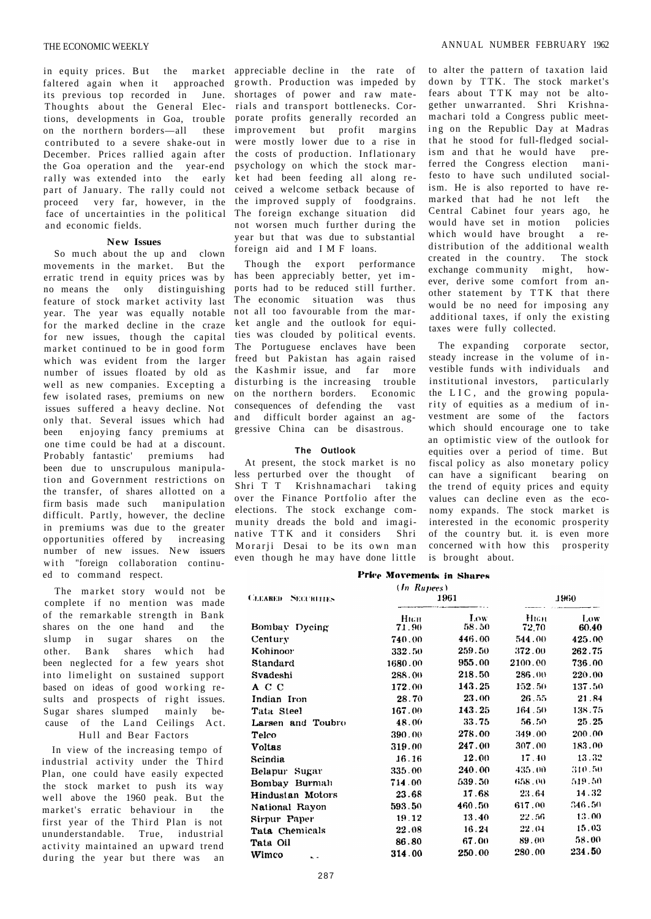in equity prices. But the market faltered again when it approached its previous top recorded in June. Thoughts about the General Elections, developments in Goa, trouble on the northern borders—all these contributed to a severe shake-out in December. Prices rallied again after the Goa operation and the year-end rally was extended into the early part of January. The rally could not proceed very far, however, in the face of uncertainties in the political and economic fields.

### New Issues

So much about the up and clown movements in the market. But the erratic trend in equity prices was by no means the only distinguishing feature of stock market activity last year. The year was equally notable for the marked decline in the craze for new issues, though the capital market continued to be in good form which was evident from the larger number of issues floated by old as well as new companies. Excepting a few isolated rases, premiums on new issues suffered a heavy decline. Not only that. Several issues which had been enjoying fancy premiums at one time could be had at a discount. Probably fantastic' premiums had been due to unscrupulous manipulation and Government restrictions on the transfer, of shares allotted on a firm basis made such manipulation difficult. Partly, however, the decline in premiums was due to the greater opportunities offered by increasing number of new issues. New issuers with "foreign collaboration continued to command respect.

The market story would not be complete if no mention was made of the remarkable strength in Bank shares on the one hand and the slump in sugar shares on the other. Bank shares which had been neglected for a few years shot into limelight on sustained support based on ideas of good working results and prospects of right issues. Sugar shares slumped mainly because of the Land Ceilings Act.

### Hull and Bear Factors

In view of the increasing tempo of industrial activity under the Third Plan, one could have easily expected the stock market to push its way well above the 1960 peak. But the market's erratic behaviour in the first year of the Third Plan is not ununderstandable. True, industrial activity maintained an upward trend during the year but there was an appreciable decline in the rate of growth. Production was impeded by shortages of power and raw materials and transport bottlenecks. Corporate profits generally recorded an improvement but profit margins were mostly lower due to a rise in the costs of production. Inflationary psychology on which the stock market had been feeding all along received a welcome setback because of the improved supply of foodgrains. The foreign exchange situation did not worsen much further during the year but that was due to substantial foreign aid and I M F loans.

Though the export performance has been appreciably better, yet imports had to be reduced still further. The economic situation was thus not all too favourable from the market angle and the outlook for equities was clouded by political events. The Portuguese enclaves have been freed but Pakistan has again raised the Kashmir issue, and far more disturbing is the increasing trouble on the northern borders. Economic consequences of defending the vast and difficult border against an aggressive China can be disastrous.

### The Outlook

At present, the stock market is no less perturbed over the thought of Shri T T Krishnamachari taking over the Finance Portfolio after the elections. The stock exchange community dreads the bold and imaginative TTK and it considers Shri Morarji Desai to be its own man even though he may have done little to alter the pattern of taxation laid down by TTK. The stock market's fears about TTK may not be altogether unwarranted. Shri Krishnamachari told a Congress public meeting on the Republic Day at Madras that he stood for full-fledged socialism and that he would have preferred the Congress election manifesto to have such undiluted socialism. He is also reported to have remarked that had he not left the Central Cabinet four years ago, he would have set in motion policies which would have brought a redistribution of the additional wealth created in the country. The stock exchange community might, however, derive some comfort from another statement by TTK that there would be no need for imposing any additional taxes, if only the existing taxes were fully collected.

The expanding corporate sector, steady increase in the volume of investible funds with individuals and institutional investors, particularly the LIC, and the growing popularity of equities as a medium of investment are some of the factors which should encourage one to take an optimistic view of the outlook for equities over a period of time. But fiscal policy as also monetary policy can have a significant bearing on the trend of equity prices and equity values can decline even as the economy expands. The stock market is interested in the economic prosperity of the country but. it. is even more concerned with how this prosperity is brought about.

**Price Movements in Shares**

*(In Rupees)*

| Cleared Securities | 1961 | | 1960 | |
|---|---|---|---|---|
| | High | Low | High | Low |
| Bombay Dyeing | 71.90 | 58.50 | 72.70 | 60.40 |
| Century | 740.00 | 446.00 | 544.00 | 425.00 |
| Kohinoor | 332.50 | 259.50 | 372.00 | 262.75 |
| Standard | 1680.00 | 955.00 | 2100.00 | 736.00 |
| Svadeshi | 288.00 | 218.50 | 286.00 | 220.00 |
| A C C | 172.00 | 143.25 | 152.50 | 137.50 |
| Indian Iron | 28.70 | 23.00 | 26.55 | 21.84 |
| Tata Steel | 167.00 | 143.25 | 164.50 | 138.75 |
| Larsen and Toubro | 48.00 | 33.75 | 56.50 | 25.25 |
| Telco | 390.00 | 278.00 | 349.00 | 200.00 |
| Voltas | 319.00 | 247.00 | 307.00 | 183.00 |
| Scindia | 16.16 | 12.00 | 17.40 | 13.32 |
| Belapur Sugar | 335.00 | 240.00 | 435.00 | 310.50 |
| Bombay Burmah | 714.00 | 539.50 | 658.00 | 519.50 |
| Hindustan Motors | 23.68 | 17.68 | 23.64 | 14.32 |
| National Rayon | 593.50 | 460.50 | 617.00 | 346.50 |
| Sirpur Paper | 19.12 | 13.40 | 22.56 | 13.00 |
| Tata Chemicals | 22.08 | 16.24 | 22.04 | 15.03 |
| Tata Oil | 86.80 | 67.00 | 89.00 | 58.00 |
| Wimco | 314.00 | 250.00 | 280.00 | 234.50 |